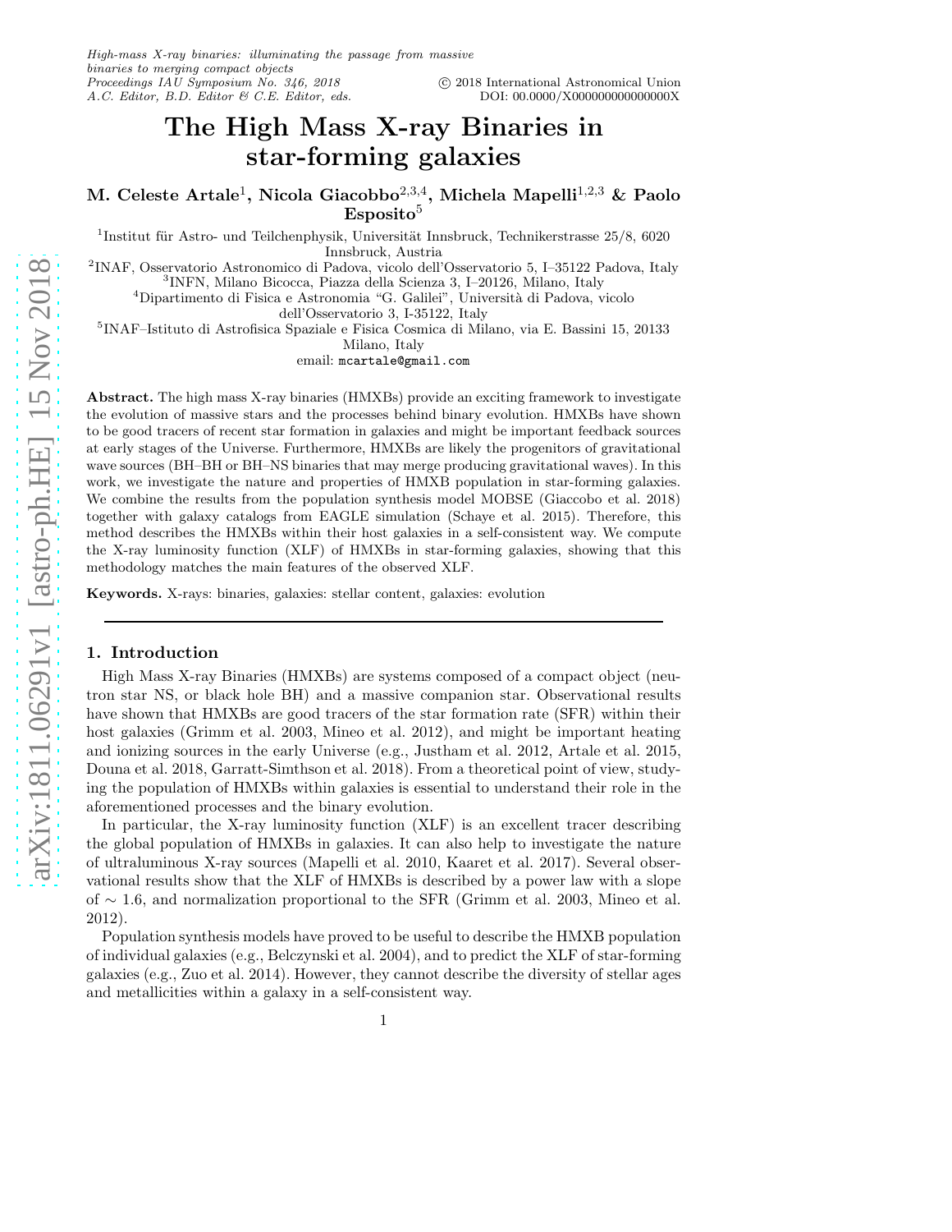# The High Mass X-ray Binaries in star-forming galaxies

**M. Celeste Artale[1], Nicola Giacobbo[2,3,4], Michela Mapelli[1,2,3] & Paolo Esposito[5]**

[1]Institut für Astro- und Teilchenphysik, Universität Innsbruck, Technikerstrasse 25/8, 6020 Innsbruck, Austria
[2]INAF, Osservatorio Astronomico di Padova, vicolo dell'Osservatorio 5, I–35122 Padova, Italy
[3]INFN, Milano Bicocca, Piazza della Scienza 3, I–20126, Milano, Italy
[4]Dipartimento di Fisica e Astronomia "G. Galilei", Università di Padova, vicolo dell'Osservatorio 3, I-35122, Italy
[5]INAF–Istituto di Astrofisica Spaziale e Fisica Cosmica di Milano, via E. Bassini 15, 20133 Milano, Italy
email: mcartale@gmail.com

**Abstract.** The high mass X-ray binaries (HMXBs) provide an exciting framework to investigate the evolution of massive stars and the processes behind binary evolution. HMXBs have shown to be good tracers of recent star formation in galaxies and might be important feedback sources at early stages of the Universe. Furthermore, HMXBs are likely the progenitors of gravitational wave sources (BH–BH or BH–NS binaries that may merge producing gravitational waves). In this work, we investigate the nature and properties of HMXB population in star-forming galaxies. We combine the results from the population synthesis model MOBSE (Giaccobo et al. 2018) together with galaxy catalogs from EAGLE simulation (Schaye et al. 2015). Therefore, this method describes the HMXBs within their host galaxies in a self-consistent way. We compute the X-ray luminosity function (XLF) of HMXBs in star-forming galaxies, showing that this methodology matches the main features of the observed XLF.

**Keywords.** X-rays: binaries, galaxies: stellar content, galaxies: evolution

## 1. Introduction

High Mass X-ray Binaries (HMXBs) are systems composed of a compact object (neutron star NS, or black hole BH) and a massive companion star. Observational results have shown that HMXBs are good tracers of the star formation rate (SFR) within their host galaxies (Grimm et al. 2003, Mineo et al. 2012), and might be important heating and ionizing sources in the early Universe (e.g., Justham et al. 2012, Artale et al. 2015, Douna et al. 2018, Garratt-Simthson et al. 2018). From a theoretical point of view, studying the population of HMXBs within galaxies is essential to understand their role in the aforementioned processes and the binary evolution.

In particular, the X-ray luminosity function (XLF) is an excellent tracer describing the global population of HMXBs in galaxies. It can also help to investigate the nature of ultraluminous X-ray sources (Mapelli et al. 2010, Kaaret et al. 2017). Several observational results show that the XLF of HMXBs is described by a power law with a slope of $\sim 1.6$, and normalization proportional to the SFR (Grimm et al. 2003, Mineo et al. 2012).

Population synthesis models have proved to be useful to describe the HMXB population of individual galaxies (e.g., Belczynski et al. 2004), and to predict the XLF of star-forming galaxies (e.g., Zuo et al. 2014). However, they cannot describe the diversity of stellar ages and metallicities within a galaxy in a self-consistent way.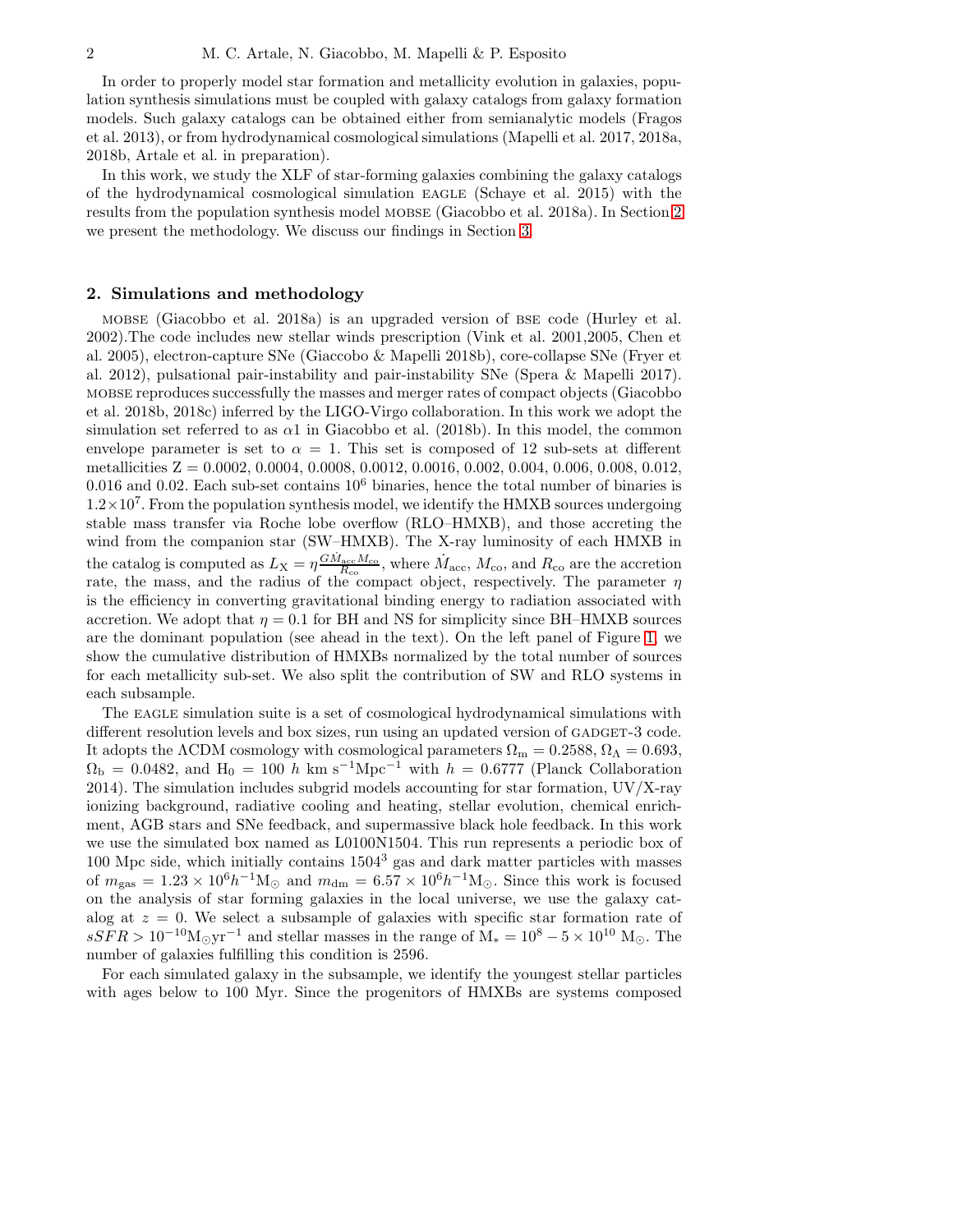In order to properly model star formation and metallicity evolution in galaxies, population synthesis simulations must be coupled with galaxy catalogs from galaxy formation models. Such galaxy catalogs can be obtained either from semianalytic models (Fragos et al. 2013), or from hydrodynamical cosmological simulations (Mapelli et al. 2017, 2018a, 2018b, Artale et al. in preparation).

In this work, we study the XLF of star-forming galaxies combining the galaxy catalogs of the hydrodynamical cosmological simulation EAGLE (Schaye et al. 2015) with the results from the population synthesis model MOBSE (Giacobbo et al. 2018a). In Section 2 we present the methodology. We discuss our findings in Section 3.

## 2. Simulations and methodology

MOBSE (Giacobbo et al. 2018a) is an upgraded version of BSE code (Hurley et al. 2002).The code includes new stellar winds prescription (Vink et al. 2001,2005, Chen et al. 2005), electron-capture SNe (Giaccobo & Mapelli 2018b), core-collapse SNe (Fryer et al. 2012), pulsational pair-instability and pair-instability SNe (Spera & Mapelli 2017). MOBSE reproduces successfully the masses and merger rates of compact objects (Giacobbo et al. 2018b, 2018c) inferred by the LIGO-Virgo collaboration. In this work we adopt the simulation set referred to as $\alpha 1$ in Giacobbo et al. (2018b). In this model, the common envelope parameter is set to $\alpha = 1$. This set is composed of 12 sub-sets at different metallicities Z = 0.0002, 0.0004, 0.0008, 0.0012, 0.0016, 0.002, 0.004, 0.006, 0.008, 0.012, 0.016 and 0.02. Each sub-set contains $10^6$ binaries, hence the total number of binaries is $1.2{\times}10^7$. From the population synthesis model, we identify the HMXB sources undergoing stable mass transfer via Roche lobe overflow (RLO–HMXB), and those accreting the wind from the companion star (SW–HMXB). The X-ray luminosity of each HMXB in the catalog is computed as $L_{\rm X} = \eta \frac{G \dot{M}_{\rm acc} M_{\rm co}}{R_{\rm co}}$, where $\dot{M}_{\rm acc}$, $M_{\rm co}$, and $R_{\rm co}$ are the accretion rate, the mass, and the radius of the compact object, respectively. The parameter $\eta$ is the efficiency in converting gravitational binding energy to radiation associated with accretion. We adopt that $\eta = 0.1$ for BH and NS for simplicity since BH–HMXB sources are the dominant population (see ahead in the text). On the left panel of Figure 1, we show the cumulative distribution of HMXBs normalized by the total number of sources for each metallicity sub-set. We also split the contribution of SW and RLO systems in each subsample.

The EAGLE simulation suite is a set of cosmological hydrodynamical simulations with different resolution levels and box sizes, run using an updated version of GADGET-3 code. It adopts the ΛCDM cosmology with cosmological parameters $\Omega_{\rm m} = 0.2588$, $\Omega_\Lambda = 0.693$, $\Omega_{\rm b} = 0.0482$, and $\rm H_0 = 100\ \mathit{h}\ km\ s^{-1}Mpc^{-1}$ with $h = 0.6777$ (Planck Collaboration 2014). The simulation includes subgrid models accounting for star formation, UV/X-ray ionizing background, radiative cooling and heating, stellar evolution, chemical enrichment, AGB stars and SNe feedback, and supermassive black hole feedback. In this work we use the simulated box named as L0100N1504. This run represents a periodic box of 100 Mpc side, which initially contains $1504^3$ gas and dark matter particles with masses of $m_{\rm gas} = 1.23 \times 10^6 h^{-1}{\rm M}_\odot$ and $m_{\rm dm} = 6.57 \times 10^6 h^{-1}{\rm M}_\odot$. Since this work is focused on the analysis of star forming galaxies in the local universe, we use the galaxy catalog at $z = 0$. We select a subsample of galaxies with specific star formation rate of $sSFR > 10^{-10}{\rm M}_\odot{\rm yr}^{-1}$ and stellar masses in the range of $\rm M_* = 10^8 - 5 \times 10^{10}\ M_\odot$. The number of galaxies fulfilling this condition is 2596.

For each simulated galaxy in the subsample, we identify the youngest stellar particles with ages below to 100 Myr. Since the progenitors of HMXBs are systems composed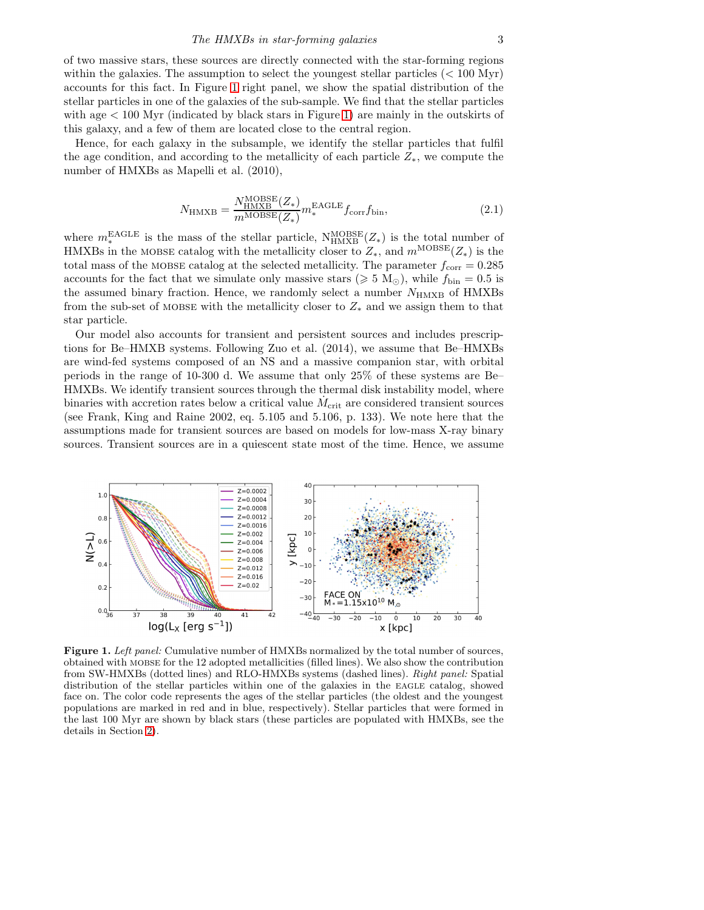of two massive stars, these sources are directly connected with the star-forming regions within the galaxies. The assumption to select the youngest stellar particles (< 100 Myr) accounts for this fact. In Figure 1 right panel, we show the spatial distribution of the stellar particles in one of the galaxies of the sub-sample. We find that the stellar particles with age < 100 Myr (indicated by black stars in Figure 1) are mainly in the outskirts of this galaxy, and a few of them are located close to the central region.

Hence, for each galaxy in the subsample, we identify the stellar particles that fulfil the age condition, and according to the metallicity of each particle $Z_*$, we compute the number of HMXBs as Mapelli et al. (2010),

$$N_{\rm HMXB} = \frac{N_{\rm HMXB}^{\rm MOBSE}(Z_*)}{m^{\rm MOBSE}(Z_*)} m_*^{\rm EAGLE} f_{\rm corr} f_{\rm bin}, \tag{2.1}$$

where $m_*^{\rm EAGLE}$ is the mass of the stellar particle, $N_{\rm HMXB}^{\rm MOBSE}(Z_*)$ is the total number of HMXBs in the MOBSE catalog with the metallicity closer to $Z_*$, and $m^{\rm MOBSE}(Z_*)$ is the total mass of the MOBSE catalog at the selected metallicity. The parameter $f_{\rm corr} = 0.285$ accounts for the fact that we simulate only massive stars ($\geqslant 5$ $M_\odot$), while $f_{\rm bin} = 0.5$ is the assumed binary fraction. Hence, we randomly select a number $N_{\rm HMXB}$ of HMXBs from the sub-set of MOBSE with the metallicity closer to $Z_*$ and we assign them to that star particle.

Our model also accounts for transient and persistent sources and includes prescriptions for Be–HMXB systems. Following Zuo et al. (2014), we assume that Be–HMXBs are wind-fed systems composed of an NS and a massive companion star, with orbital periods in the range of 10-300 d. We assume that only 25% of these systems are Be–HMXBs. We identify transient sources through the thermal disk instability model, where binaries with accretion rates below a critical value $\dot{M}_{\rm crit}$ are considered transient sources (see Frank, King and Raine 2002, eq. 5.105 and 5.106, p. 133). We note here that the assumptions made for transient sources are based on models for low-mass X-ray binary sources. Transient sources are in a quiescent state most of the time. Hence, we assume

**Figure 1.** *Left panel:* Cumulative number of HMXBs normalized by the total number of sources, obtained with MOBSE for the 12 adopted metallicities (filled lines). We also show the contribution from SW-HMXBs (dotted lines) and RLO-HMXBs systems (dashed lines). *Right panel:* Spatial distribution of the stellar particles within one of the galaxies in the EAGLE catalog, showed face on. The color code represents the ages of the stellar particles (the oldest and the youngest populations are marked in red and in blue, respectively). Stellar particles that were formed in the last 100 Myr are shown by black stars (these particles are populated with HMXBs, see the details in Section 2).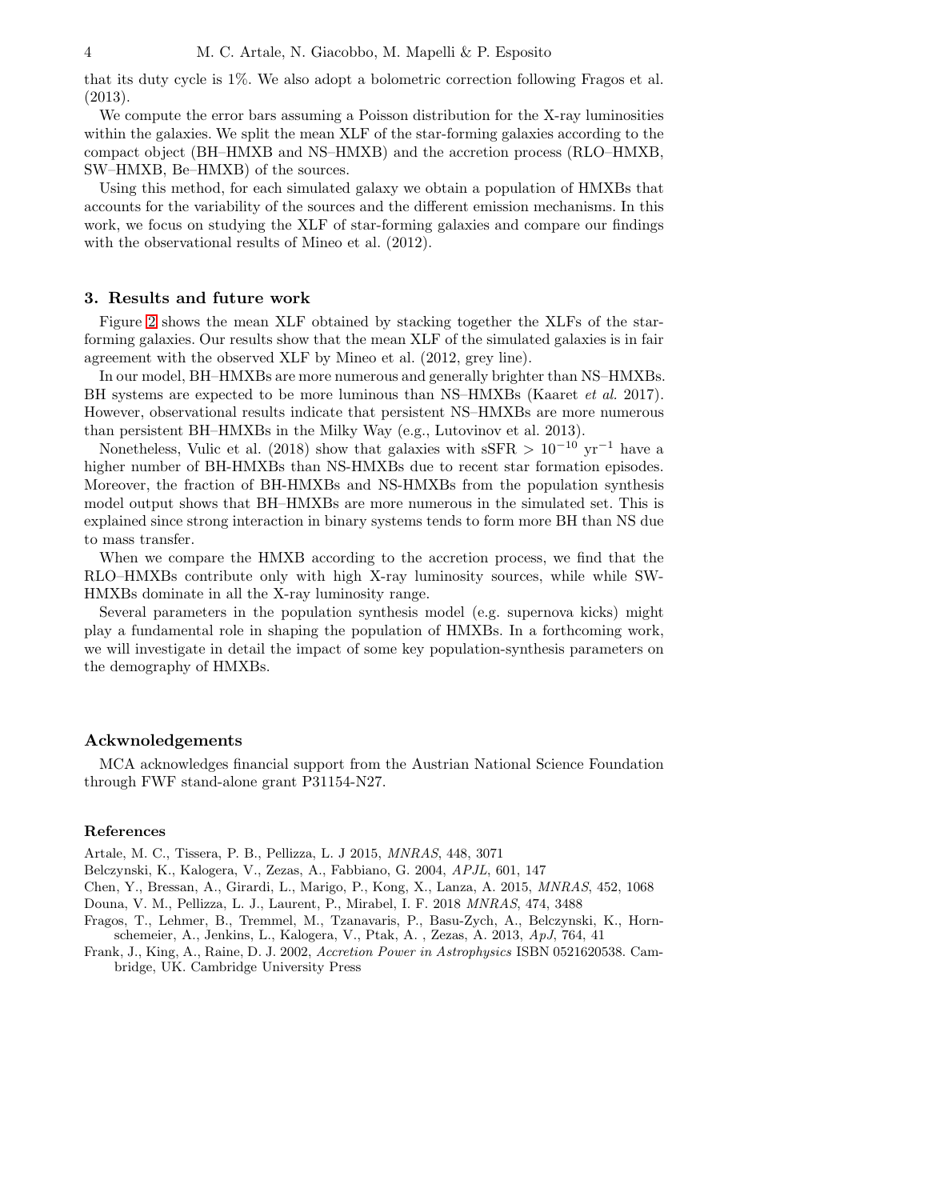that its duty cycle is 1%. We also adopt a bolometric correction following Fragos et al. (2013).

We compute the error bars assuming a Poisson distribution for the X-ray luminosities within the galaxies. We split the mean XLF of the star-forming galaxies according to the compact object (BH–HMXB and NS–HMXB) and the accretion process (RLO–HMXB, SW–HMXB, Be–HMXB) of the sources.

Using this method, for each simulated galaxy we obtain a population of HMXBs that accounts for the variability of the sources and the different emission mechanisms. In this work, we focus on studying the XLF of star-forming galaxies and compare our findings with the observational results of Mineo et al. (2012).

## 3. Results and future work

Figure 2 shows the mean XLF obtained by stacking together the XLFs of the star-forming galaxies. Our results show that the mean XLF of the simulated galaxies is in fair agreement with the observed XLF by Mineo et al. (2012, grey line).

In our model, BH–HMXBs are more numerous and generally brighter than NS–HMXBs. BH systems are expected to be more luminous than NS–HMXBs (Kaaret *et al.* 2017). However, observational results indicate that persistent NS–HMXBs are more numerous than persistent BH–HMXBs in the Milky Way (e.g., Lutovinov et al. 2013).

Nonetheless, Vulic et al. (2018) show that galaxies with sSFR $> 10^{-10}$ yr$^{-1}$ have a higher number of BH-HMXBs than NS-HMXBs due to recent star formation episodes. Moreover, the fraction of BH-HMXBs and NS-HMXBs from the population synthesis model output shows that BH–HMXBs are more numerous in the simulated set. This is explained since strong interaction in binary systems tends to form more BH than NS due to mass transfer.

When we compare the HMXB according to the accretion process, we find that the RLO–HMXBs contribute only with high X-ray luminosity sources, while while SW-HMXBs dominate in all the X-ray luminosity range.

Several parameters in the population synthesis model (e.g. supernova kicks) might play a fundamental role in shaping the population of HMXBs. In a forthcoming work, we will investigate in detail the impact of some key population-synthesis parameters on the demography of HMXBs.

## Ackwnoledgements

MCA acknowledges financial support from the Austrian National Science Foundation through FWF stand-alone grant P31154-N27.

## References

Artale, M. C., Tissera, P. B., Pellizza, L. J 2015, *MNRAS*, 448, 3071

Belczynski, K., Kalogera, V., Zezas, A., Fabbiano, G. 2004, *APJL*, 601, 147

Chen, Y., Bressan, A., Girardi, L., Marigo, P., Kong, X., Lanza, A. 2015, *MNRAS*, 452, 1068

Douna, V. M., Pellizza, L. J., Laurent, P., Mirabel, I. F. 2018 *MNRAS*, 474, 3488

Fragos, T., Lehmer, B., Tremmel, M., Tzanavaris, P., Basu-Zych, A., Belczynski, K., Hornschemeier, A., Jenkins, L., Kalogera, V., Ptak, A. , Zezas, A. 2013, *ApJ*, 764, 41

Frank, J., King, A., Raine, D. J. 2002, *Accretion Power in Astrophysics* ISBN 0521620538. Cambridge, UK. Cambridge University Press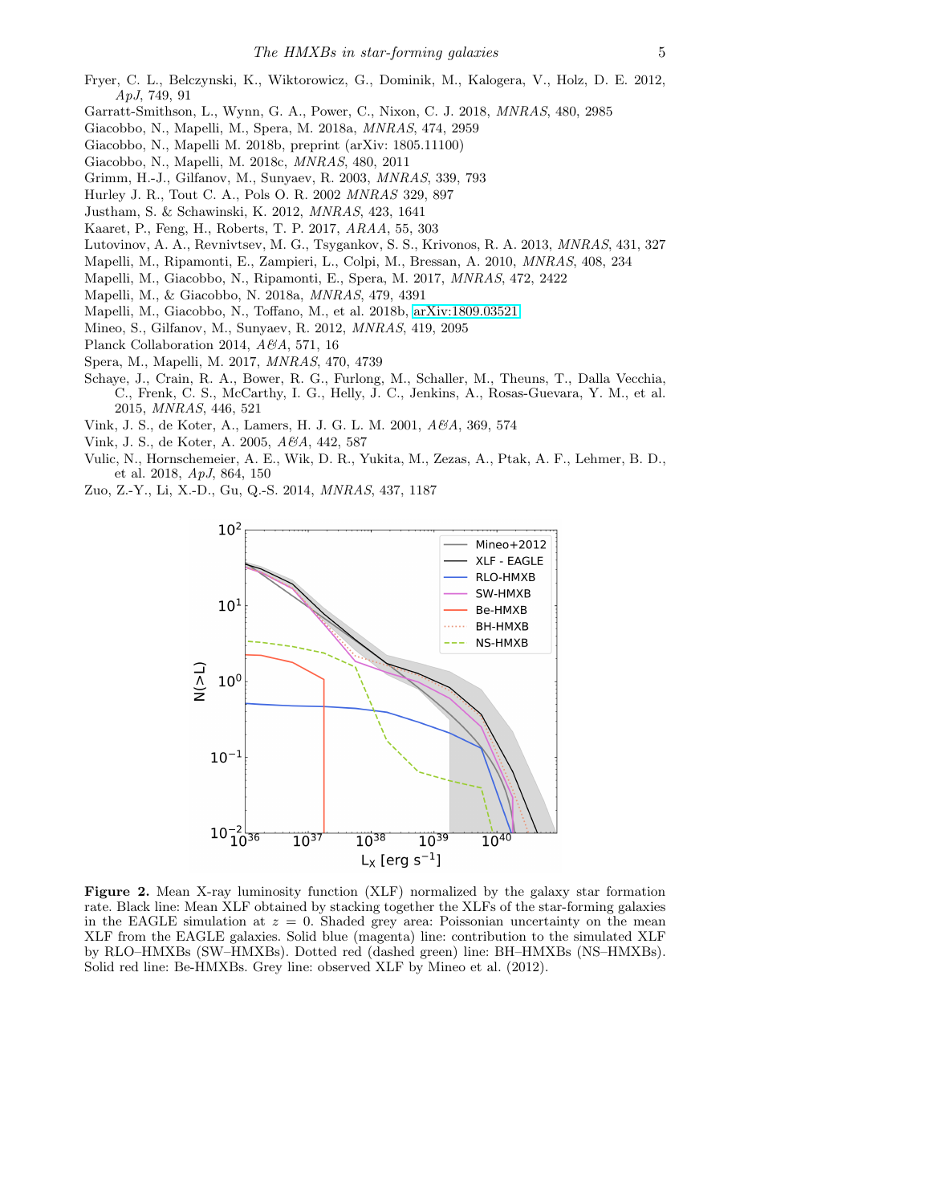Fryer, C. L., Belczynski, K., Wiktorowicz, G., Dominik, M., Kalogera, V., Holz, D. E. 2012, *ApJ*, 749, 91

Garratt-Smithson, L., Wynn, G. A., Power, C., Nixon, C. J. 2018, *MNRAS*, 480, 2985

Giacobbo, N., Mapelli, M., Spera, M. 2018a, *MNRAS*, 474, 2959

Giacobbo, N., Mapelli M. 2018b, preprint (arXiv: 1805.11100)

Giacobbo, N., Mapelli, M. 2018c, *MNRAS*, 480, 2011

Grimm, H.-J., Gilfanov, M., Sunyaev, R. 2003, *MNRAS*, 339, 793

Hurley J. R., Tout C. A., Pols O. R. 2002 *MNRAS* 329, 897

Justham, S. & Schawinski, K. 2012, *MNRAS*, 423, 1641

Kaaret, P., Feng, H., Roberts, T. P. 2017, *ARAA*, 55, 303

Lutovinov, A. A., Revnivtsev, M. G., Tsygankov, S. S., Krivonos, R. A. 2013, *MNRAS*, 431, 327

Mapelli, M., Ripamonti, E., Zampieri, L., Colpi, M., Bressan, A. 2010, *MNRAS*, 408, 234

Mapelli, M., Giacobbo, N., Ripamonti, E., Spera, M. 2017, *MNRAS*, 472, 2422

Mapelli, M., & Giacobbo, N. 2018a, *MNRAS*, 479, 4391

Mapelli, M., Giacobbo, N., Toffano, M., et al. 2018b, arXiv:1809.03521

Mineo, S., Gilfanov, M., Sunyaev, R. 2012, *MNRAS*, 419, 2095

Planck Collaboration 2014, *A&A*, 571, 16

Spera, M., Mapelli, M. 2017, *MNRAS*, 470, 4739

Schaye, J., Crain, R. A., Bower, R. G., Furlong, M., Schaller, M., Theuns, T., Dalla Vecchia, C., Frenk, C. S., McCarthy, I. G., Helly, J. C., Jenkins, A., Rosas-Guevara, Y. M., et al. 2015, *MNRAS*, 446, 521

Vink, J. S., de Koter, A., Lamers, H. J. G. L. M. 2001, *A&A*, 369, 574

Vink, J. S., de Koter, A. 2005, *A&A*, 442, 587

Vulic, N., Hornschemeier, A. E., Wik, D. R., Yukita, M., Zezas, A., Ptak, A. F., Lehmer, B. D., et al. 2018, *ApJ*, 864, 150

Zuo, Z.-Y., Li, X.-D., Gu, Q.-S. 2014, *MNRAS*, 437, 1187

Mineo+2012
XLF - EAGLE
RLO-HMXB
SW-HMXB
Be-HMXB
BH-HMXB
NS-HMXB

N(>L)
$10^{2}$
$10^{1}$
$10^{0}$
$10^{-1}$
$10^{-2}$

$10^{36}$ $10^{37}$ $10^{38}$ $10^{39}$ $10^{40}$
$L_X$ [erg s$^{-1}$]

**Figure 2.** Mean X-ray luminosity function (XLF) normalized by the galaxy star formation rate. Black line: Mean XLF obtained by stacking together the XLFs of the star-forming galaxies in the EAGLE simulation at $z = 0$. Shaded grey area: Poissonian uncertainty on the mean XLF from the EAGLE galaxies. Solid blue (magenta) line: contribution to the simulated XLF by RLO–HMXBs (SW–HMXBs). Dotted red (dashed green) line: BH–HMXBs (NS–HMXBs). Solid red line: Be-HMXBs. Grey line: observed XLF by Mineo et al. (2012).